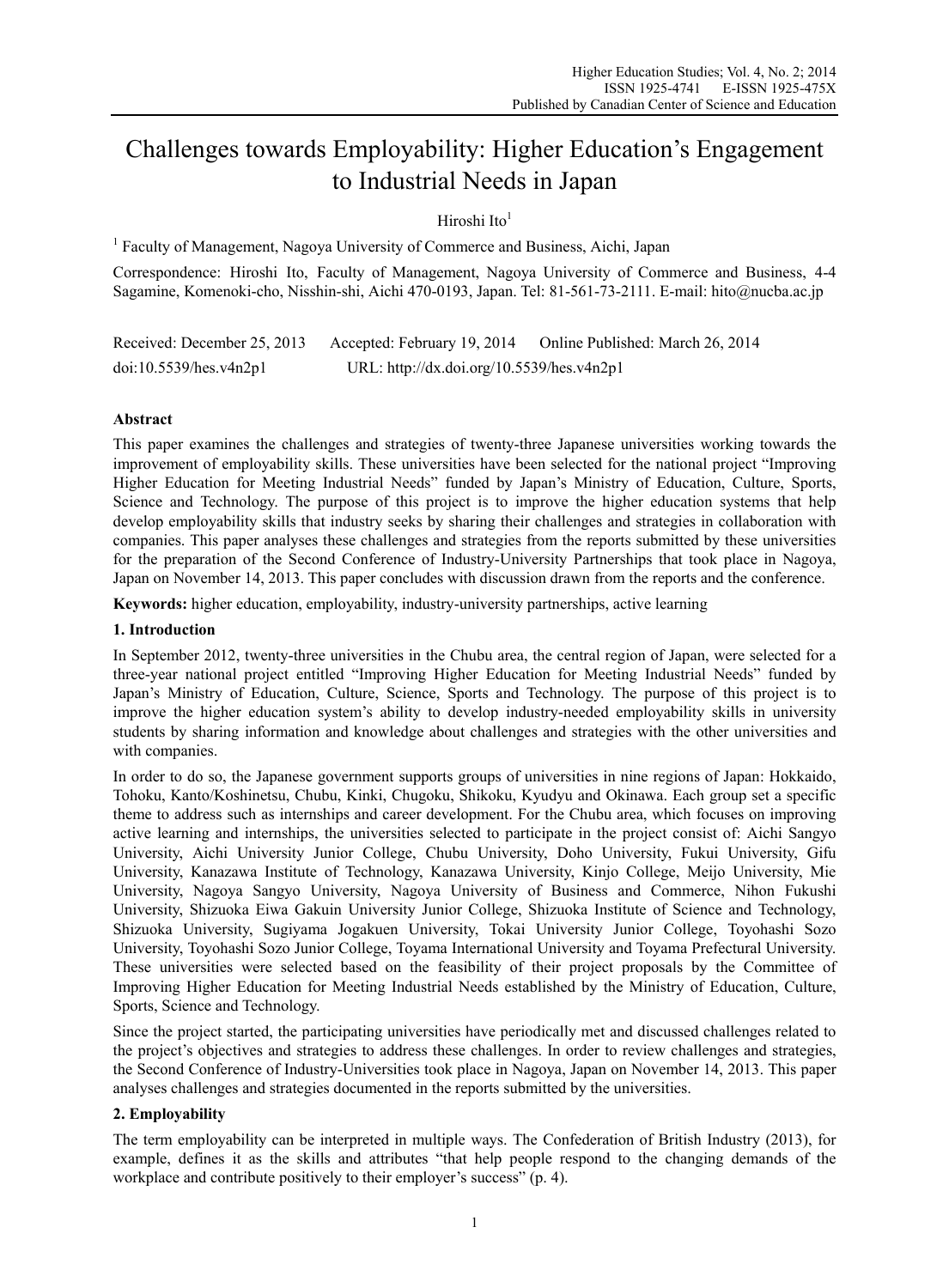# Challenges towards Employability: Higher Education's Engagement to Industrial Needs in Japan

Hiroshi Ito[1]

[1] Faculty of Management, Nagoya University of Commerce and Business, Aichi, Japan

Correspondence: Hiroshi Ito, Faculty of Management, Nagoya University of Commerce and Business, 4-4 Sagamine, Komenoki-cho, Nisshin-shi, Aichi 470-0193, Japan. Tel: 81-561-73-2111. E-mail: hito@nucba.ac.jp

Received: December 25, 2013 Accepted: February 19, 2014 Online Published: March 26, 2014

doi:10.5539/hes.v4n2p1 URL: http://dx.doi.org/10.5539/hes.v4n2p1

## Abstract

This paper examines the challenges and strategies of twenty-three Japanese universities working towards the improvement of employability skills. These universities have been selected for the national project "Improving Higher Education for Meeting Industrial Needs" funded by Japan's Ministry of Education, Culture, Sports, Science and Technology. The purpose of this project is to improve the higher education systems that help develop employability skills that industry seeks by sharing their challenges and strategies in collaboration with companies. This paper analyses these challenges and strategies from the reports submitted by these universities for the preparation of the Second Conference of Industry-University Partnerships that took place in Nagoya, Japan on November 14, 2013. This paper concludes with discussion drawn from the reports and the conference.

**Keywords:** higher education, employability, industry-university partnerships, active learning

## 1. Introduction

In September 2012, twenty-three universities in the Chubu area, the central region of Japan, were selected for a three-year national project entitled "Improving Higher Education for Meeting Industrial Needs" funded by Japan's Ministry of Education, Culture, Science, Sports and Technology. The purpose of this project is to improve the higher education system's ability to develop industry-needed employability skills in university students by sharing information and knowledge about challenges and strategies with the other universities and with companies.

In order to do so, the Japanese government supports groups of universities in nine regions of Japan: Hokkaido, Tohoku, Kanto/Koshinetsu, Chubu, Kinki, Chugoku, Shikoku, Kyudyu and Okinawa. Each group set a specific theme to address such as internships and career development. For the Chubu area, which focuses on improving active learning and internships, the universities selected to participate in the project consist of: Aichi Sangyo University, Aichi University Junior College, Chubu University, Doho University, Fukui University, Gifu University, Kanazawa Institute of Technology, Kanazawa University, Kinjo College, Meijo University, Mie University, Nagoya Sangyo University, Nagoya University of Business and Commerce, Nihon Fukushi University, Shizuoka Eiwa Gakuin University Junior College, Shizuoka Institute of Science and Technology, Shizuoka University, Sugiyama Jogakuen University, Tokai University Junior College, Toyohashi Sozo University, Toyohashi Sozo Junior College, Toyama International University and Toyama Prefectural University. These universities were selected based on the feasibility of their project proposals by the Committee of Improving Higher Education for Meeting Industrial Needs established by the Ministry of Education, Culture, Sports, Science and Technology.

Since the project started, the participating universities have periodically met and discussed challenges related to the project's objectives and strategies to address these challenges. In order to review challenges and strategies, the Second Conference of Industry-Universities took place in Nagoya, Japan on November 14, 2013. This paper analyses challenges and strategies documented in the reports submitted by the universities.

## 2. Employability

The term employability can be interpreted in multiple ways. The Confederation of British Industry (2013), for example, defines it as the skills and attributes "that help people respond to the changing demands of the workplace and contribute positively to their employer's success" (p. 4).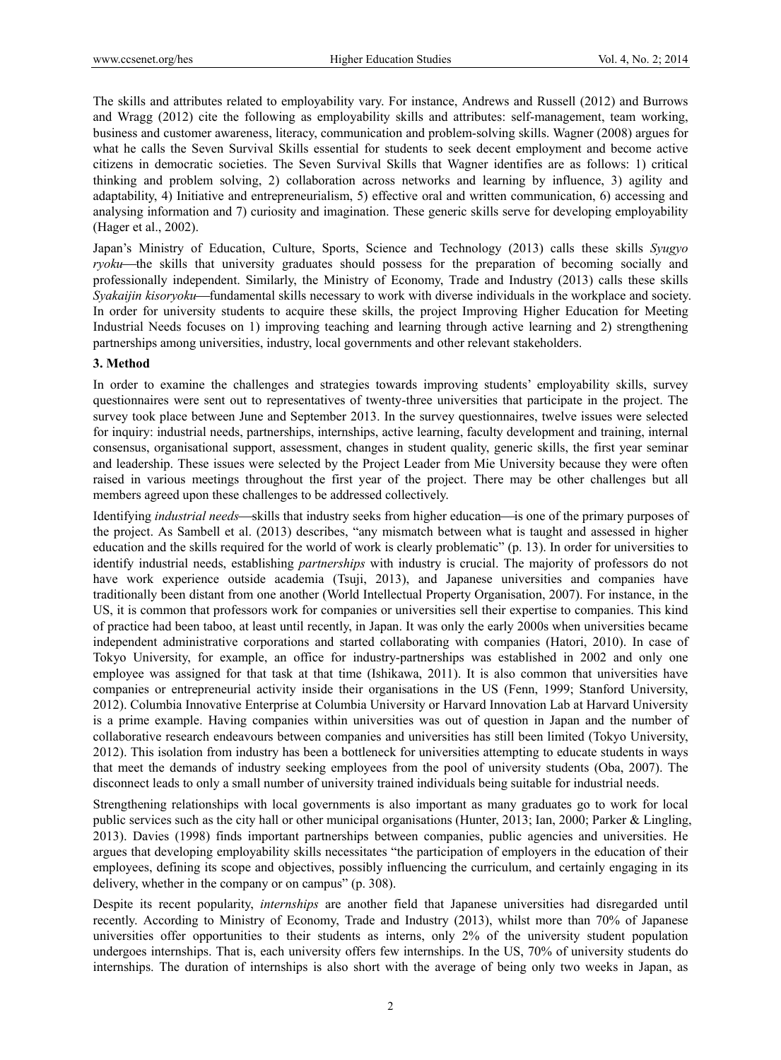The skills and attributes related to employability vary. For instance, Andrews and Russell (2012) and Burrows and Wragg (2012) cite the following as employability skills and attributes: self-management, team working, business and customer awareness, literacy, communication and problem-solving skills. Wagner (2008) argues for what he calls the Seven Survival Skills essential for students to seek decent employment and become active citizens in democratic societies. The Seven Survival Skills that Wagner identifies are as follows: 1) critical thinking and problem solving, 2) collaboration across networks and learning by influence, 3) agility and adaptability, 4) Initiative and entrepreneurialism, 5) effective oral and written communication, 6) accessing and analysing information and 7) curiosity and imagination. These generic skills serve for developing employability (Hager et al., 2002).

Japan's Ministry of Education, Culture, Sports, Science and Technology (2013) calls these skills *Syugyo ryoku*—the skills that university graduates should possess for the preparation of becoming socially and professionally independent. Similarly, the Ministry of Economy, Trade and Industry (2013) calls these skills *Syakaijin kisoryoku*—fundamental skills necessary to work with diverse individuals in the workplace and society. In order for university students to acquire these skills, the project Improving Higher Education for Meeting Industrial Needs focuses on 1) improving teaching and learning through active learning and 2) strengthening partnerships among universities, industry, local governments and other relevant stakeholders.

## 3. Method

In order to examine the challenges and strategies towards improving students' employability skills, survey questionnaires were sent out to representatives of twenty-three universities that participate in the project. The survey took place between June and September 2013. In the survey questionnaires, twelve issues were selected for inquiry: industrial needs, partnerships, internships, active learning, faculty development and training, internal consensus, organisational support, assessment, changes in student quality, generic skills, the first year seminar and leadership. These issues were selected by the Project Leader from Mie University because they were often raised in various meetings throughout the first year of the project. There may be other challenges but all members agreed upon these challenges to be addressed collectively.

Identifying *industrial needs*—skills that industry seeks from higher education—is one of the primary purposes of the project. As Sambell et al. (2013) describes, "any mismatch between what is taught and assessed in higher education and the skills required for the world of work is clearly problematic" (p. 13). In order for universities to identify industrial needs, establishing *partnerships* with industry is crucial. The majority of professors do not have work experience outside academia (Tsuji, 2013), and Japanese universities and companies have traditionally been distant from one another (World Intellectual Property Organisation, 2007). For instance, in the US, it is common that professors work for companies or universities sell their expertise to companies. This kind of practice had been taboo, at least until recently, in Japan. It was only the early 2000s when universities became independent administrative corporations and started collaborating with companies (Hatori, 2010). In case of Tokyo University, for example, an office for industry-partnerships was established in 2002 and only one employee was assigned for that task at that time (Ishikawa, 2011). It is also common that universities have companies or entrepreneurial activity inside their organisations in the US (Fenn, 1999; Stanford University, 2012). Columbia Innovative Enterprise at Columbia University or Harvard Innovation Lab at Harvard University is a prime example. Having companies within universities was out of question in Japan and the number of collaborative research endeavours between companies and universities has still been limited (Tokyo University, 2012). This isolation from industry has been a bottleneck for universities attempting to educate students in ways that meet the demands of industry seeking employees from the pool of university students (Oba, 2007). The disconnect leads to only a small number of university trained individuals being suitable for industrial needs.

Strengthening relationships with local governments is also important as many graduates go to work for local public services such as the city hall or other municipal organisations (Hunter, 2013; Ian, 2000; Parker & Lingling, 2013). Davies (1998) finds important partnerships between companies, public agencies and universities. He argues that developing employability skills necessitates "the participation of employers in the education of their employees, defining its scope and objectives, possibly influencing the curriculum, and certainly engaging in its delivery, whether in the company or on campus" (p. 308).

Despite its recent popularity, *internships* are another field that Japanese universities had disregarded until recently. According to Ministry of Economy, Trade and Industry (2013), whilst more than 70% of Japanese universities offer opportunities to their students as interns, only 2% of the university student population undergoes internships. That is, each university offers few internships. In the US, 70% of university students do internships. The duration of internships is also short with the average of being only two weeks in Japan, as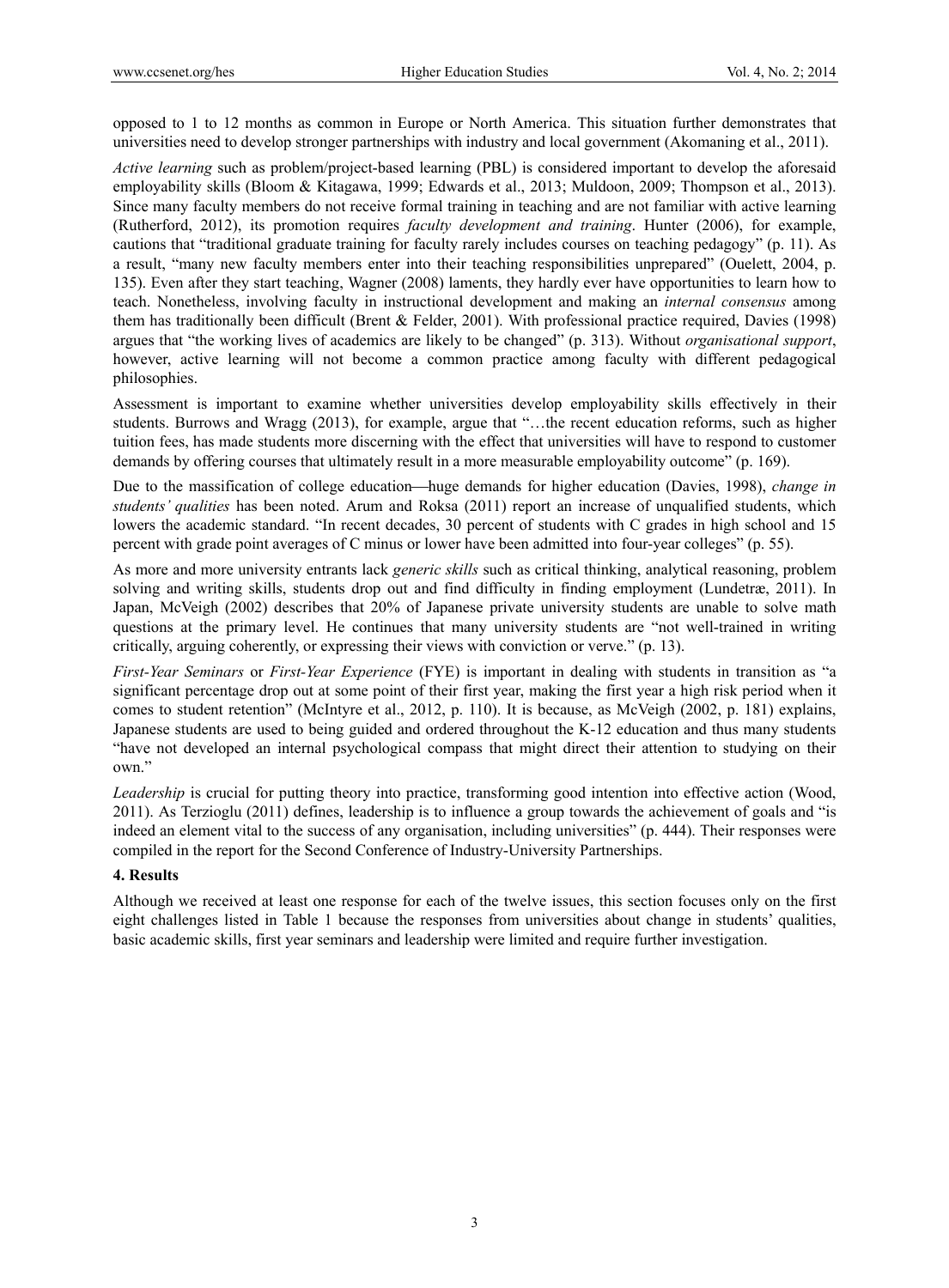opposed to 1 to 12 months as common in Europe or North America. This situation further demonstrates that universities need to develop stronger partnerships with industry and local government (Akomaning et al., 2011).

*Active learning* such as problem/project-based learning (PBL) is considered important to develop the aforesaid employability skills (Bloom & Kitagawa, 1999; Edwards et al., 2013; Muldoon, 2009; Thompson et al., 2013). Since many faculty members do not receive formal training in teaching and are not familiar with active learning (Rutherford, 2012), its promotion requires *faculty development and training*. Hunter (2006), for example, cautions that "traditional graduate training for faculty rarely includes courses on teaching pedagogy" (p. 11). As a result, "many new faculty members enter into their teaching responsibilities unprepared" (Ouelett, 2004, p. 135). Even after they start teaching, Wagner (2008) laments, they hardly ever have opportunities to learn how to teach. Nonetheless, involving faculty in instructional development and making an *internal consensus* among them has traditionally been difficult (Brent & Felder, 2001). With professional practice required, Davies (1998) argues that "the working lives of academics are likely to be changed" (p. 313). Without *organisational support*, however, active learning will not become a common practice among faculty with different pedagogical philosophies.

Assessment is important to examine whether universities develop employability skills effectively in their students. Burrows and Wragg (2013), for example, argue that "…the recent education reforms, such as higher tuition fees, has made students more discerning with the effect that universities will have to respond to customer demands by offering courses that ultimately result in a more measurable employability outcome" (p. 169).

Due to the massification of college education—huge demands for higher education (Davies, 1998), *change in students' qualities* has been noted. Arum and Roksa (2011) report an increase of unqualified students, which lowers the academic standard. "In recent decades, 30 percent of students with C grades in high school and 15 percent with grade point averages of C minus or lower have been admitted into four-year colleges" (p. 55).

As more and more university entrants lack *generic skills* such as critical thinking, analytical reasoning, problem solving and writing skills, students drop out and find difficulty in finding employment (Lundetræ, 2011). In Japan, McVeigh (2002) describes that 20% of Japanese private university students are unable to solve math questions at the primary level. He continues that many university students are "not well-trained in writing critically, arguing coherently, or expressing their views with conviction or verve." (p. 13).

*First-Year Seminars* or *First-Year Experience* (FYE) is important in dealing with students in transition as "a significant percentage drop out at some point of their first year, making the first year a high risk period when it comes to student retention" (McIntyre et al., 2012, p. 110). It is because, as McVeigh (2002, p. 181) explains, Japanese students are used to being guided and ordered throughout the K-12 education and thus many students "have not developed an internal psychological compass that might direct their attention to studying on their own."

*Leadership* is crucial for putting theory into practice, transforming good intention into effective action (Wood, 2011). As Terzioglu (2011) defines, leadership is to influence a group towards the achievement of goals and "is indeed an element vital to the success of any organisation, including universities" (p. 444). Their responses were compiled in the report for the Second Conference of Industry-University Partnerships.

### 4. Results

Although we received at least one response for each of the twelve issues, this section focuses only on the first eight challenges listed in Table 1 because the responses from universities about change in students' qualities, basic academic skills, first year seminars and leadership were limited and require further investigation.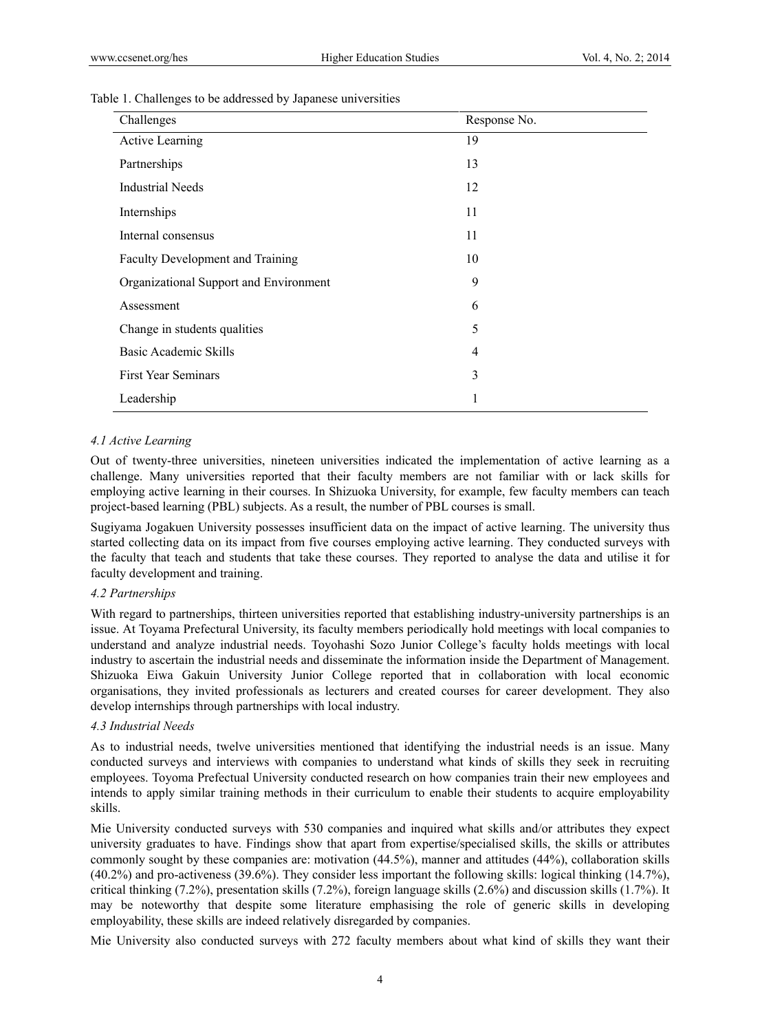Table 1. Challenges to be addressed by Japanese universities

| Challenges | Response No. |
| --- | --- |
| Active Learning | 19 |
| Partnerships | 13 |
| Industrial Needs | 12 |
| Internships | 11 |
| Internal consensus | 11 |
| Faculty Development and Training | 10 |
| Organizational Support and Environment | 9 |
| Assessment | 6 |
| Change in students qualities | 5 |
| Basic Academic Skills | 4 |
| First Year Seminars | 3 |
| Leadership | 1 |

### *4.1 Active Learning*

Out of twenty-three universities, nineteen universities indicated the implementation of active learning as a challenge. Many universities reported that their faculty members are not familiar with or lack skills for employing active learning in their courses. In Shizuoka University, for example, few faculty members can teach project-based learning (PBL) subjects. As a result, the number of PBL courses is small.

Sugiyama Jogakuen University possesses insufficient data on the impact of active learning. The university thus started collecting data on its impact from five courses employing active learning. They conducted surveys with the faculty that teach and students that take these courses. They reported to analyse the data and utilise it for faculty development and training.

### *4.2 Partnerships*

With regard to partnerships, thirteen universities reported that establishing industry-university partnerships is an issue. At Toyama Prefectural University, its faculty members periodically hold meetings with local companies to understand and analyze industrial needs. Toyohashi Sozo Junior College's faculty holds meetings with local industry to ascertain the industrial needs and disseminate the information inside the Department of Management. Shizuoka Eiwa Gakuin University Junior College reported that in collaboration with local economic organisations, they invited professionals as lecturers and created courses for career development. They also develop internships through partnerships with local industry.

### *4.3 Industrial Needs*

As to industrial needs, twelve universities mentioned that identifying the industrial needs is an issue. Many conducted surveys and interviews with companies to understand what kinds of skills they seek in recruiting employees. Toyoma Prefectual University conducted research on how companies train their new employees and intends to apply similar training methods in their curriculum to enable their students to acquire employability skills.

Mie University conducted surveys with 530 companies and inquired what skills and/or attributes they expect university graduates to have. Findings show that apart from expertise/specialised skills, the skills or attributes commonly sought by these companies are: motivation (44.5%), manner and attitudes (44%), collaboration skills (40.2%) and pro-activeness (39.6%). They consider less important the following skills: logical thinking (14.7%), critical thinking (7.2%), presentation skills (7.2%), foreign language skills (2.6%) and discussion skills (1.7%). It may be noteworthy that despite some literature emphasising the role of generic skills in developing employability, these skills are indeed relatively disregarded by companies.

Mie University also conducted surveys with 272 faculty members about what kind of skills they want their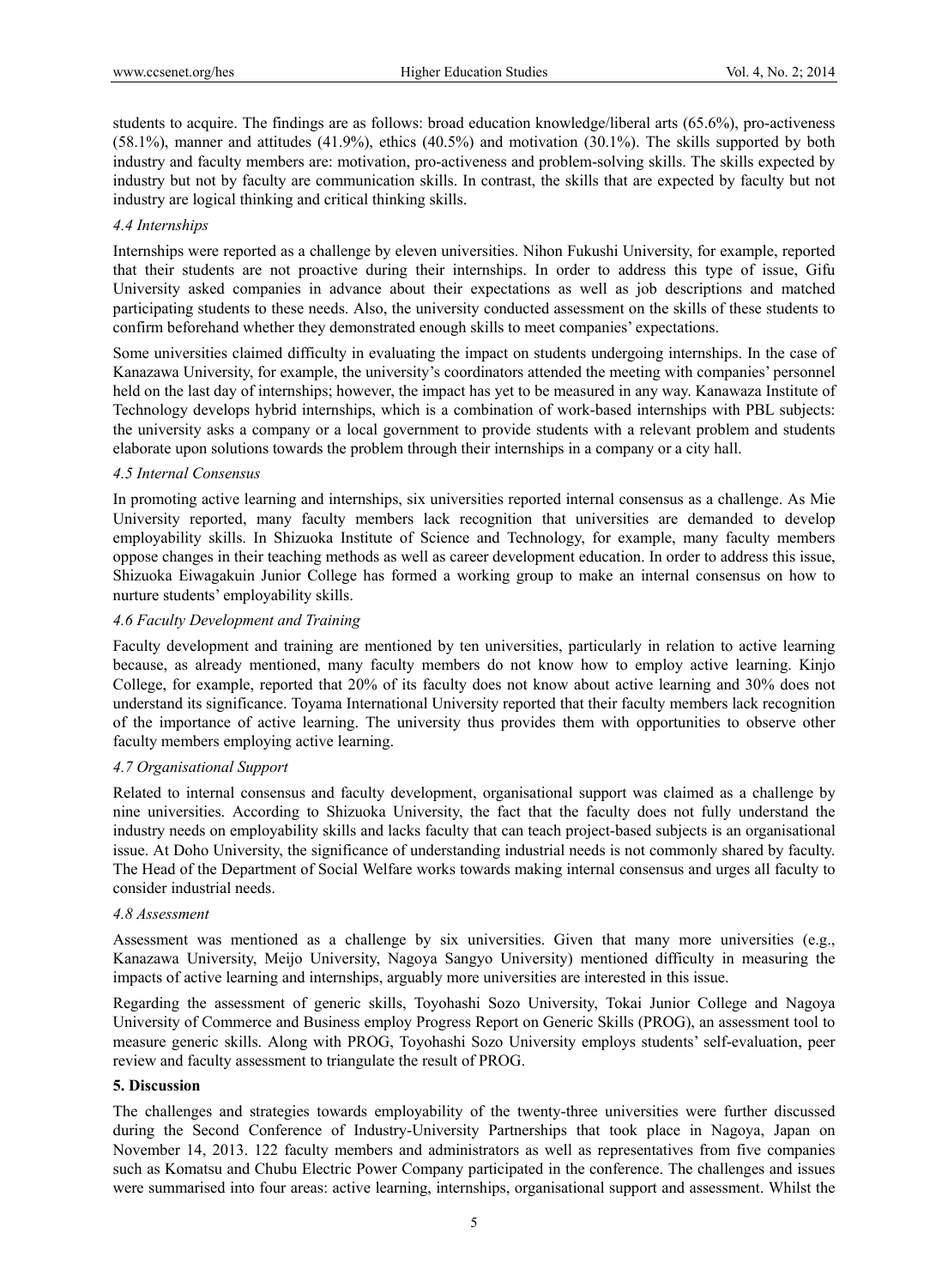students to acquire. The findings are as follows: broad education knowledge/liberal arts (65.6%), pro-activeness (58.1%), manner and attitudes (41.9%), ethics (40.5%) and motivation (30.1%). The skills supported by both industry and faculty members are: motivation, pro-activeness and problem-solving skills. The skills expected by industry but not by faculty are communication skills. In contrast, the skills that are expected by faculty but not industry are logical thinking and critical thinking skills.

### *4.4 Internships*

Internships were reported as a challenge by eleven universities. Nihon Fukushi University, for example, reported that their students are not proactive during their internships. In order to address this type of issue, Gifu University asked companies in advance about their expectations as well as job descriptions and matched participating students to these needs. Also, the university conducted assessment on the skills of these students to confirm beforehand whether they demonstrated enough skills to meet companies' expectations.

Some universities claimed difficulty in evaluating the impact on students undergoing internships. In the case of Kanazawa University, for example, the university's coordinators attended the meeting with companies' personnel held on the last day of internships; however, the impact has yet to be measured in any way. Kanawaza Institute of Technology develops hybrid internships, which is a combination of work-based internships with PBL subjects: the university asks a company or a local government to provide students with a relevant problem and students elaborate upon solutions towards the problem through their internships in a company or a city hall.

### *4.5 Internal Consensus*

In promoting active learning and internships, six universities reported internal consensus as a challenge. As Mie University reported, many faculty members lack recognition that universities are demanded to develop employability skills. In Shizuoka Institute of Science and Technology, for example, many faculty members oppose changes in their teaching methods as well as career development education. In order to address this issue, Shizuoka Eiwagakuin Junior College has formed a working group to make an internal consensus on how to nurture students' employability skills.

### *4.6 Faculty Development and Training*

Faculty development and training are mentioned by ten universities, particularly in relation to active learning because, as already mentioned, many faculty members do not know how to employ active learning. Kinjo College, for example, reported that 20% of its faculty does not know about active learning and 30% does not understand its significance. Toyama International University reported that their faculty members lack recognition of the importance of active learning. The university thus provides them with opportunities to observe other faculty members employing active learning.

### *4.7 Organisational Support*

Related to internal consensus and faculty development, organisational support was claimed as a challenge by nine universities. According to Shizuoka University, the fact that the faculty does not fully understand the industry needs on employability skills and lacks faculty that can teach project-based subjects is an organisational issue. At Doho University, the significance of understanding industrial needs is not commonly shared by faculty. The Head of the Department of Social Welfare works towards making internal consensus and urges all faculty to consider industrial needs.

### *4.8 Assessment*

Assessment was mentioned as a challenge by six universities. Given that many more universities (e.g., Kanazawa University, Meijo University, Nagoya Sangyo University) mentioned difficulty in measuring the impacts of active learning and internships, arguably more universities are interested in this issue.

Regarding the assessment of generic skills, Toyohashi Sozo University, Tokai Junior College and Nagoya University of Commerce and Business employ Progress Report on Generic Skills (PROG), an assessment tool to measure generic skills. Along with PROG, Toyohashi Sozo University employs students' self-evaluation, peer review and faculty assessment to triangulate the result of PROG.

## **5. Discussion**

The challenges and strategies towards employability of the twenty-three universities were further discussed during the Second Conference of Industry-University Partnerships that took place in Nagoya, Japan on November 14, 2013. 122 faculty members and administrators as well as representatives from five companies such as Komatsu and Chubu Electric Power Company participated in the conference. The challenges and issues were summarised into four areas: active learning, internships, organisational support and assessment. Whilst the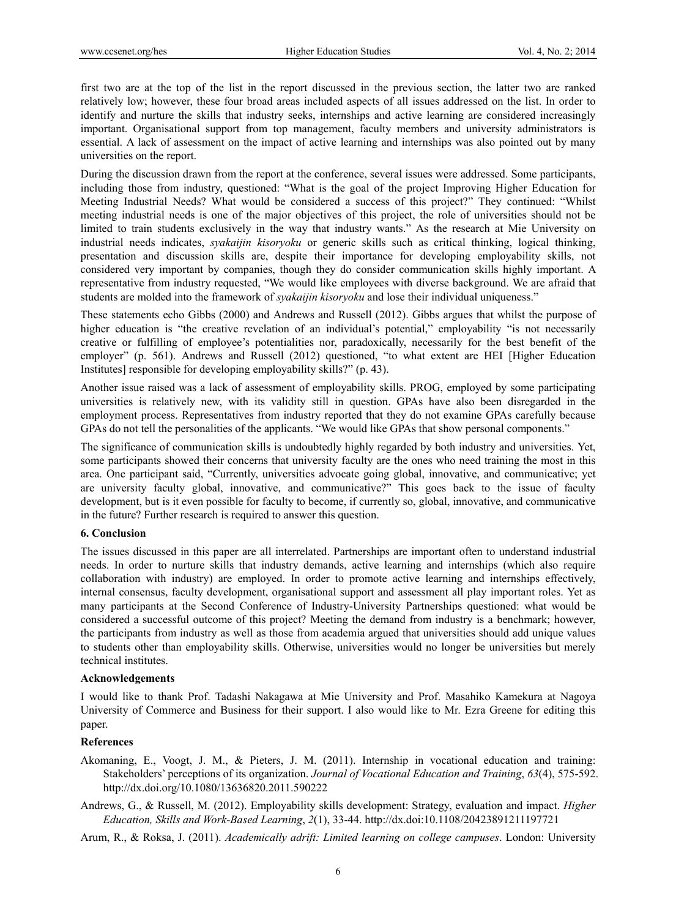first two are at the top of the list in the report discussed in the previous section, the latter two are ranked relatively low; however, these four broad areas included aspects of all issues addressed on the list. In order to identify and nurture the skills that industry seeks, internships and active learning are considered increasingly important. Organisational support from top management, faculty members and university administrators is essential. A lack of assessment on the impact of active learning and internships was also pointed out by many universities on the report.

During the discussion drawn from the report at the conference, several issues were addressed. Some participants, including those from industry, questioned: "What is the goal of the project Improving Higher Education for Meeting Industrial Needs? What would be considered a success of this project?" They continued: "Whilst meeting industrial needs is one of the major objectives of this project, the role of universities should not be limited to train students exclusively in the way that industry wants." As the research at Mie University on industrial needs indicates, *syakaijin kisoryoku* or generic skills such as critical thinking, logical thinking, presentation and discussion skills are, despite their importance for developing employability skills, not considered very important by companies, though they do consider communication skills highly important. A representative from industry requested, "We would like employees with diverse background. We are afraid that students are molded into the framework of *syakaijin kisoryoku* and lose their individual uniqueness."

These statements echo Gibbs (2000) and Andrews and Russell (2012). Gibbs argues that whilst the purpose of higher education is "the creative revelation of an individual's potential," employability "is not necessarily creative or fulfilling of employee's potentialities nor, paradoxically, necessarily for the best benefit of the employer" (p. 561). Andrews and Russell (2012) questioned, "to what extent are HEI [Higher Education Institutes] responsible for developing employability skills?" (p. 43).

Another issue raised was a lack of assessment of employability skills. PROG, employed by some participating universities is relatively new, with its validity still in question. GPAs have also been disregarded in the employment process. Representatives from industry reported that they do not examine GPAs carefully because GPAs do not tell the personalities of the applicants. "We would like GPAs that show personal components."

The significance of communication skills is undoubtedly highly regarded by both industry and universities. Yet, some participants showed their concerns that university faculty are the ones who need training the most in this area. One participant said, "Currently, universities advocate going global, innovative, and communicative; yet are university faculty global, innovative, and communicative?" This goes back to the issue of faculty development, but is it even possible for faculty to become, if currently so, global, innovative, and communicative in the future? Further research is required to answer this question.

## 6. Conclusion

The issues discussed in this paper are all interrelated. Partnerships are important often to understand industrial needs. In order to nurture skills that industry demands, active learning and internships (which also require collaboration with industry) are employed. In order to promote active learning and internships effectively, internal consensus, faculty development, organisational support and assessment all play important roles. Yet as many participants at the Second Conference of Industry-University Partnerships questioned: what would be considered a successful outcome of this project? Meeting the demand from industry is a benchmark; however, the participants from industry as well as those from academia argued that universities should add unique values to students other than employability skills. Otherwise, universities would no longer be universities but merely technical institutes.

## Acknowledgements

I would like to thank Prof. Tadashi Nakagawa at Mie University and Prof. Masahiko Kamekura at Nagoya University of Commerce and Business for their support. I also would like to Mr. Ezra Greene for editing this paper.

## References

Akomaning, E., Voogt, J. M., & Pieters, J. M. (2011). Internship in vocational education and training: Stakeholders' perceptions of its organization. *Journal of Vocational Education and Training*, *63*(4), 575-592. http://dx.doi.org/10.1080/13636820.2011.590222

Andrews, G., & Russell, M. (2012). Employability skills development: Strategy, evaluation and impact. *Higher Education, Skills and Work-Based Learning*, *2*(1), 33-44. http://dx.doi:10.1108/20423891211197721

Arum, R., & Roksa, J. (2011). *Academically adrift: Limited learning on college campuses*. London: University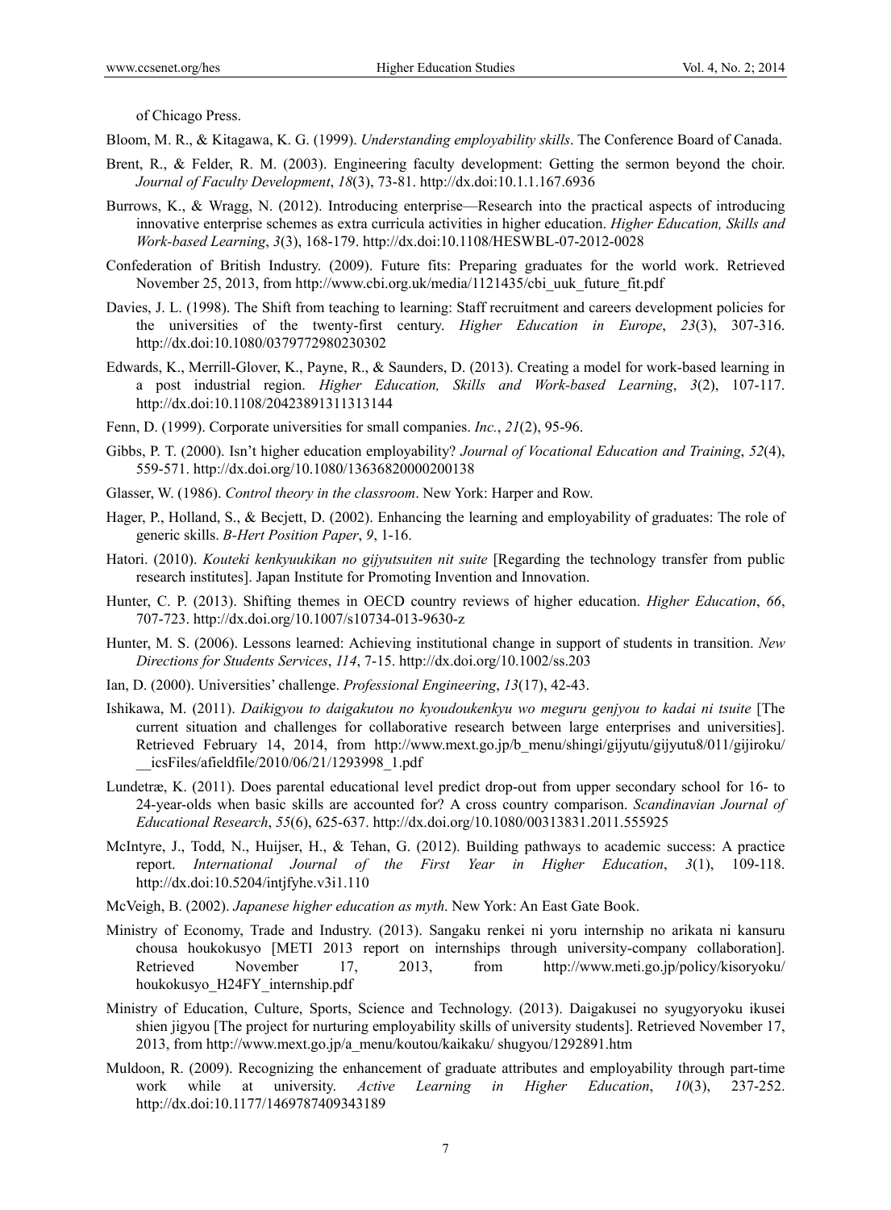of Chicago Press.

Bloom, M. R., & Kitagawa, K. G. (1999). *Understanding employability skills*. The Conference Board of Canada.

Brent, R., & Felder, R. M. (2003). Engineering faculty development: Getting the sermon beyond the choir. *Journal of Faculty Development*, *18*(3), 73-81. http://dx.doi:10.1.1.167.6936

Burrows, K., & Wragg, N. (2012). Introducing enterprise—Research into the practical aspects of introducing innovative enterprise schemes as extra curricula activities in higher education. *Higher Education, Skills and Work-based Learning*, *3*(3), 168-179. http://dx.doi:10.1108/HESWBL-07-2012-0028

Confederation of British Industry. (2009). Future fits: Preparing graduates for the world work. Retrieved November 25, 2013, from http://www.cbi.org.uk/media/1121435/cbi_uuk_future_fit.pdf

Davies, J. L. (1998). The Shift from teaching to learning: Staff recruitment and careers development policies for the universities of the twenty-first century. *Higher Education in Europe*, *23*(3), 307-316. http://dx.doi:10.1080/0379772980230302

Edwards, K., Merrill-Glover, K., Payne, R., & Saunders, D. (2013). Creating a model for work-based learning in a post industrial region. *Higher Education, Skills and Work-based Learning*, *3*(2), 107-117. http://dx.doi:10.1108/20423891311313144

Fenn, D. (1999). Corporate universities for small companies. *Inc.*, *21*(2), 95-96.

Gibbs, P. T. (2000). Isn't higher education employability? *Journal of Vocational Education and Training*, *52*(4), 559-571. http://dx.doi.org/10.1080/13636820000200138

Glasser, W. (1986). *Control theory in the classroom*. New York: Harper and Row.

Hager, P., Holland, S., & Becjett, D. (2002). Enhancing the learning and employability of graduates: The role of generic skills. *B-Hert Position Paper*, *9*, 1-16.

Hatori. (2010). *Kouteki kenkyuukikan no gijyutsuiten nit suite* [Regarding the technology transfer from public research institutes]. Japan Institute for Promoting Invention and Innovation.

Hunter, C. P. (2013). Shifting themes in OECD country reviews of higher education. *Higher Education*, *66*, 707-723. http://dx.doi.org/10.1007/s10734-013-9630-z

Hunter, M. S. (2006). Lessons learned: Achieving institutional change in support of students in transition. *New Directions for Students Services*, *114*, 7-15. http://dx.doi.org/10.1002/ss.203

Ian, D. (2000). Universities' challenge. *Professional Engineering*, *13*(17), 42-43.

Ishikawa, M. (2011). *Daikigyou to daigakutou no kyoudoukenkyu wo meguru genjyou to kadai ni tsuite* [The current situation and challenges for collaborative research between large enterprises and universities]. Retrieved February 14, 2014, from http://www.mext.go.jp/b_menu/shingi/gijyutu/gijyutu8/011/gijiroku/__icsFiles/afieldfile/2010/06/21/1293998_1.pdf

Lundetræ, K. (2011). Does parental educational level predict drop-out from upper secondary school for 16- to 24-year-olds when basic skills are accounted for? A cross country comparison. *Scandinavian Journal of Educational Research*, *55*(6), 625-637. http://dx.doi.org/10.1080/00313831.2011.555925

McIntyre, J., Todd, N., Huijser, H., & Tehan, G. (2012). Building pathways to academic success: A practice report. *International Journal of the First Year in Higher Education*, *3*(1), 109-118. http://dx.doi:10.5204/intjfyhe.v3i1.110

McVeigh, B. (2002). *Japanese higher education as myth*. New York: An East Gate Book.

Ministry of Economy, Trade and Industry. (2013). Sangaku renkei ni yoru internship no arikata ni kansuru chousa houkokusyo [METI 2013 report on internships through university-company collaboration]. Retrieved November 17, 2013, from http://www.meti.go.jp/policy/kisoryoku/houkokusyo_H24FY_internship.pdf

Ministry of Education, Culture, Sports, Science and Technology. (2013). Daigakusei no syugyoryoku ikusei shien jigyou [The project for nurturing employability skills of university students]. Retrieved November 17, 2013, from http://www.mext.go.jp/a_menu/koutou/kaikaku/ shugyou/1292891.htm

Muldoon, R. (2009). Recognizing the enhancement of graduate attributes and employability through part-time work while at university. *Active Learning in Higher Education*, *10*(3), 237-252. http://dx.doi:10.1177/1469787409343189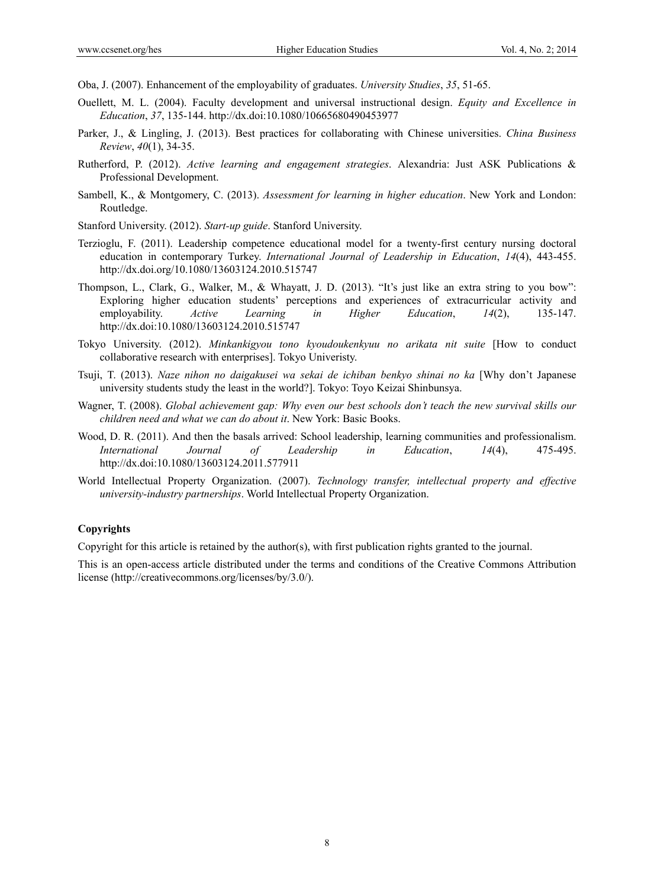Oba, J. (2007). Enhancement of the employability of graduates. *University Studies*, *35*, 51-65.

Ouellett, M. L. (2004). Faculty development and universal instructional design. *Equity and Excellence in Education*, *37*, 135-144. http://dx.doi:10.1080/10665680490453977

Parker, J., & Lingling, J. (2013). Best practices for collaborating with Chinese universities. *China Business Review*, *40*(1), 34-35.

Rutherford, P. (2012). *Active learning and engagement strategies*. Alexandria: Just ASK Publications & Professional Development.

Sambell, K., & Montgomery, C. (2013). *Assessment for learning in higher education*. New York and London: Routledge.

Stanford University. (2012). *Start-up guide*. Stanford University.

Terzioglu, F. (2011). Leadership competence educational model for a twenty-first century nursing doctoral education in contemporary Turkey. *International Journal of Leadership in Education*, *14*(4), 443-455. http://dx.doi.org/10.1080/13603124.2010.515747

Thompson, L., Clark, G., Walker, M., & Whayatt, J. D. (2013). "It's just like an extra string to you bow": Exploring higher education students' perceptions and experiences of extracurricular activity and employability. *Active Learning in Higher Education*, *14*(2), 135-147. http://dx.doi:10.1080/13603124.2010.515747

Tokyo University. (2012). *Minkankigyou tono kyoudoukenkyuu no arikata nit suite* [How to conduct collaborative research with enterprises]. Tokyo Univeristy.

Tsuji, T. (2013). *Naze nihon no daigakusei wa sekai de ichiban benkyo shinai no ka* [Why don't Japanese university students study the least in the world?]. Tokyo: Toyo Keizai Shinbunsya.

Wagner, T. (2008). *Global achievement gap: Why even our best schools don't teach the new survival skills our children need and what we can do about it*. New York: Basic Books.

Wood, D. R. (2011). And then the basals arrived: School leadership, learning communities and professionalism. *International Journal of Leadership in Education*, *14*(4), 475-495. http://dx.doi:10.1080/13603124.2011.577911

World Intellectual Property Organization. (2007). *Technology transfer, intellectual property and effective university-industry partnerships*. World Intellectual Property Organization.

**Copyrights**

Copyright for this article is retained by the author(s), with first publication rights granted to the journal.

This is an open-access article distributed under the terms and conditions of the Creative Commons Attribution license (http://creativecommons.org/licenses/by/3.0/).